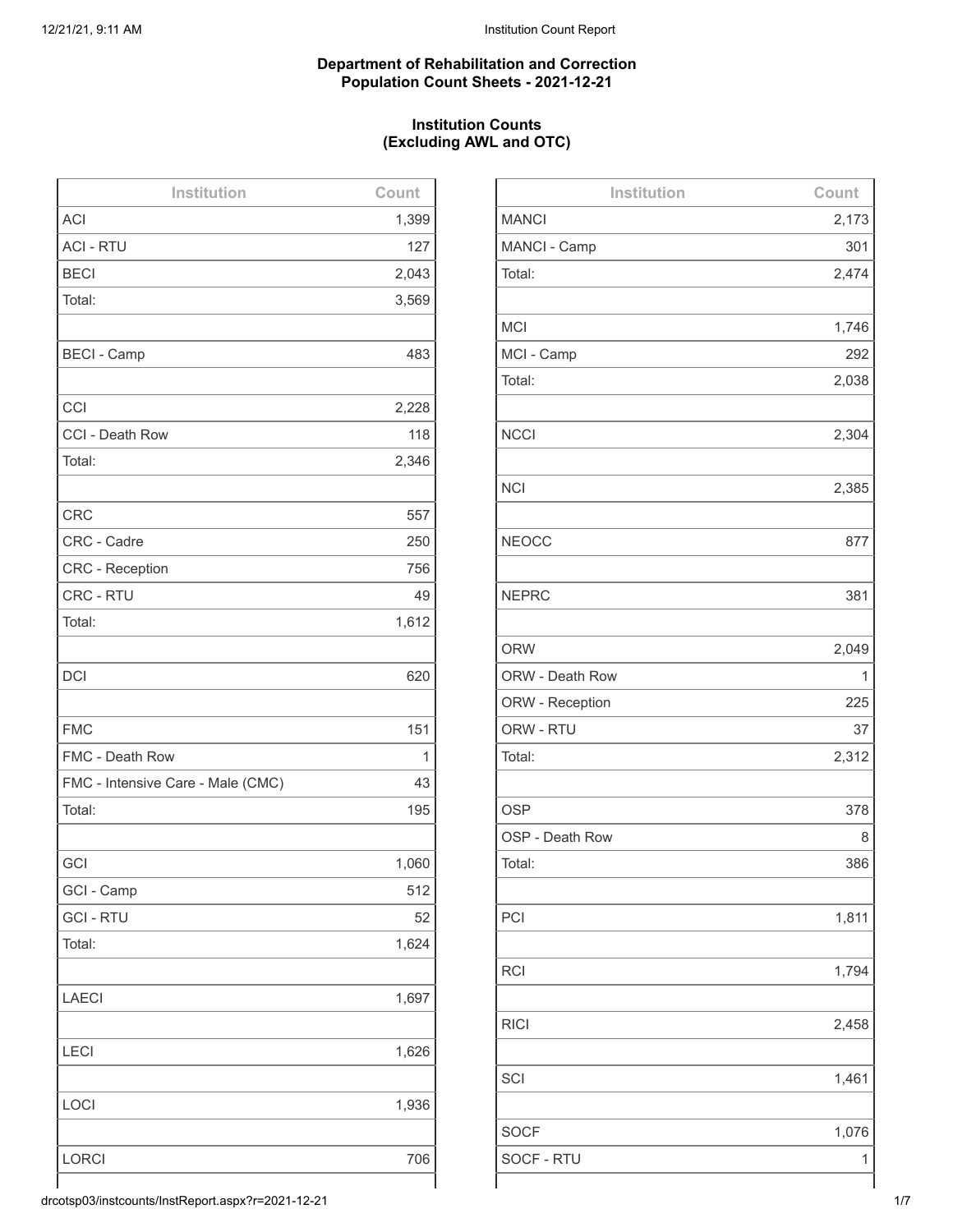## Department of Rehabilitation and Correction
## Population Count Sheets - 2021-12-21

### Institution Counts
### (Excluding AWL and OTC)

| Institution | Count |
|---|---|
| ACI | 1,399 |
| ACI - RTU | 127 |
| BECI | 2,043 |
| Total: | 3,569 |
| | |
| BECI - Camp | 483 |
| | |
| CCI | 2,228 |
| CCI - Death Row | 118 |
| Total: | 2,346 |
| | |
| CRC | 557 |
| CRC - Cadre | 250 |
| CRC - Reception | 756 |
| CRC - RTU | 49 |
| Total: | 1,612 |
| | |
| DCI | 620 |
| | |
| FMC | 151 |
| FMC - Death Row | 1 |
| FMC - Intensive Care - Male (CMC) | 43 |
| Total: | 195 |
| | |
| GCI | 1,060 |
| GCI - Camp | 512 |
| GCI - RTU | 52 |
| Total: | 1,624 |
| | |
| LAECI | 1,697 |
| | |
| LECI | 1,626 |
| | |
| LOCI | 1,936 |
| | |
| LORCI | 706 |

| Institution | Count |
|---|---|
| MANCI | 2,173 |
| MANCI - Camp | 301 |
| Total: | 2,474 |
| | |
| MCI | 1,746 |
| MCI - Camp | 292 |
| Total: | 2,038 |
| | |
| NCCI | 2,304 |
| | |
| NCI | 2,385 |
| | |
| NEOCC | 877 |
| | |
| NEPRC | 381 |
| | |
| ORW | 2,049 |
| ORW - Death Row | 1 |
| ORW - Reception | 225 |
| ORW - RTU | 37 |
| Total: | 2,312 |
| | |
| OSP | 378 |
| OSP - Death Row | 8 |
| Total: | 386 |
| | |
| PCI | 1,811 |
| | |
| RCI | 1,794 |
| | |
| RICI | 2,458 |
| | |
| SCI | 1,461 |
| | |
| SOCF | 1,076 |
| SOCF - RTU | 1 |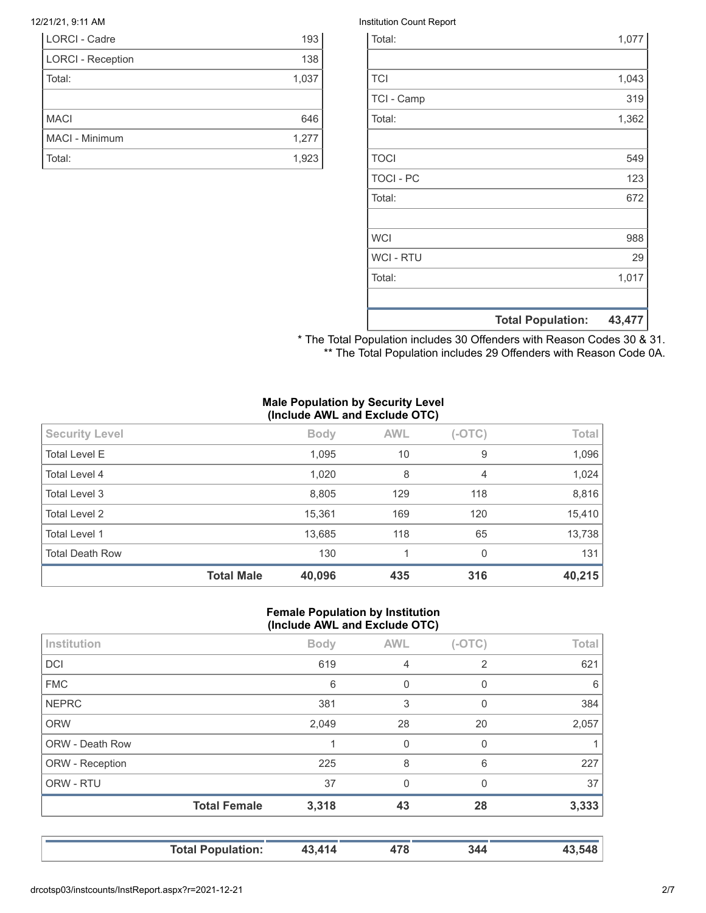| | |
|---|---|
| LORCI - Cadre | 193 |
| LORCI - Reception | 138 |
| Total: | 1,037 |
| | |
| MACI | 646 |
| MACI - Minimum | 1,277 |
| Total: | 1,923 |

| | |
|---|---|
| Total: | 1,077 |
| | |
| TCI | 1,043 |
| TCI - Camp | 319 |
| Total: | 1,362 |
| | |
| TOCI | 549 |
| TOCI - PC | 123 |
| Total: | 672 |
| | |
| WCI | 988 |
| WCI - RTU | 29 |
| Total: | 1,017 |
| | |
| **Total Population:** | **43,477** |

\* The Total Population includes 30 Offenders with Reason Codes 30 & 31.
\*\* The Total Population includes 29 Offenders with Reason Code 0A.

**Male Population by Security Level (Include AWL and Exclude OTC)**

| Security Level | Body | AWL | (-OTC) | Total |
|---|---|---|---|---|
| Total Level E | 1,095 | 10 | 9 | 1,096 |
| Total Level 4 | 1,020 | 8 | 4 | 1,024 |
| Total Level 3 | 8,805 | 129 | 118 | 8,816 |
| Total Level 2 | 15,361 | 169 | 120 | 15,410 |
| Total Level 1 | 13,685 | 118 | 65 | 13,738 |
| Total Death Row | 130 | 1 | 0 | 131 |
| **Total Male** | **40,096** | **435** | **316** | **40,215** |

**Female Population by Institution (Include AWL and Exclude OTC)**

| Institution | Body | AWL | (-OTC) | Total |
|---|---|---|---|---|
| DCI | 619 | 4 | 2 | 621 |
| FMC | 6 | 0 | 0 | 6 |
| NEPRC | 381 | 3 | 0 | 384 |
| ORW | 2,049 | 28 | 20 | 2,057 |
| ORW - Death Row | 1 | 0 | 0 | 1 |
| ORW - Reception | 225 | 8 | 6 | 227 |
| ORW - RTU | 37 | 0 | 0 | 37 |
| **Total Female** | **3,318** | **43** | **28** | **3,333** |

| | | | | |
|---|---|---|---|---|
| **Total Population:** | **43,414** | **478** | **344** | **43,548** |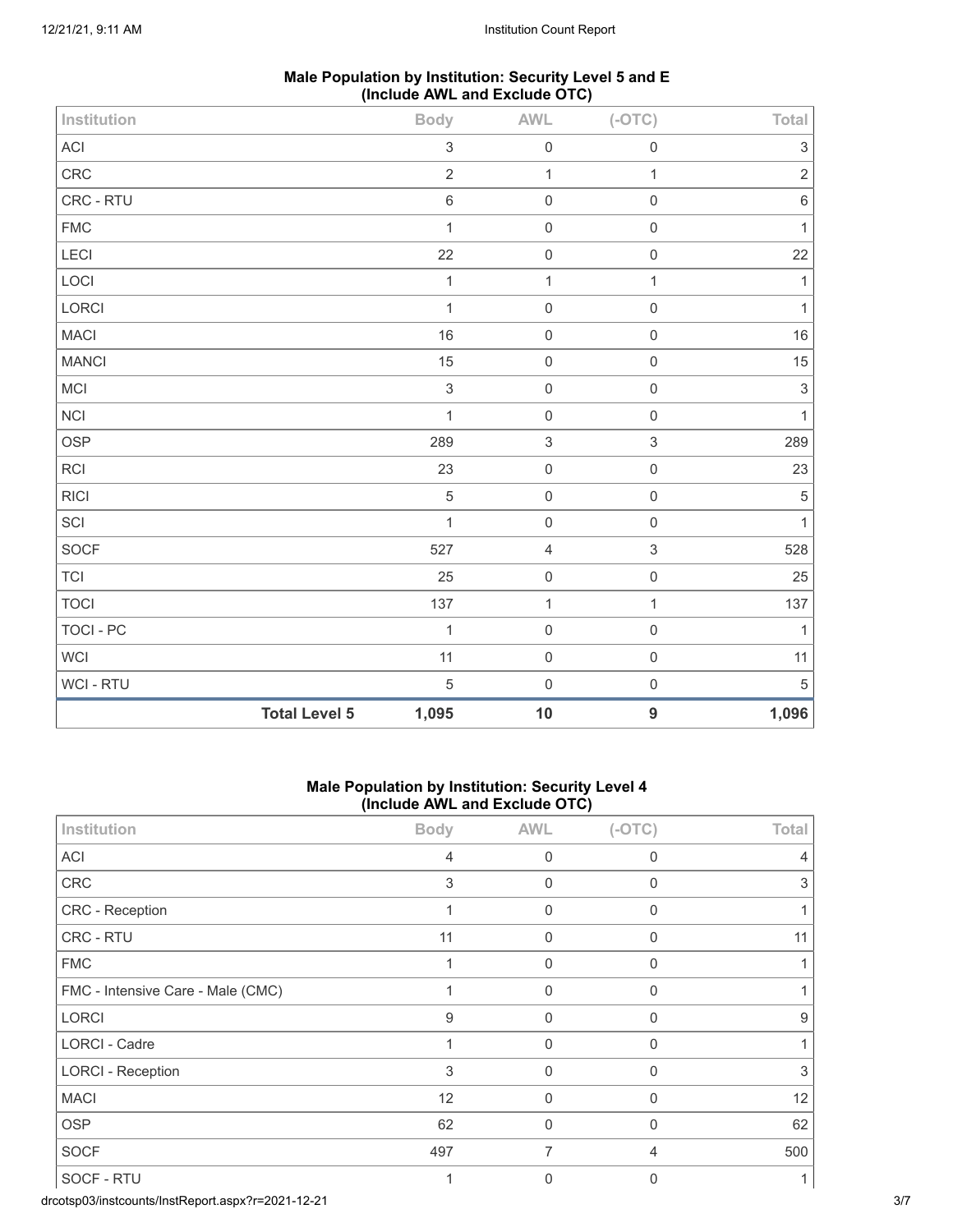### Male Population by Institution: Security Level 5 and E (Include AWL and Exclude OTC)

| Institution | Body | AWL | (-OTC) | Total |
|---|---|---|---|---|
| ACI | 3 | 0 | 0 | 3 |
| CRC | 2 | 1 | 1 | 2 |
| CRC - RTU | 6 | 0 | 0 | 6 |
| FMC | 1 | 0 | 0 | 1 |
| LECI | 22 | 0 | 0 | 22 |
| LOCI | 1 | 1 | 1 | 1 |
| LORCI | 1 | 0 | 0 | 1 |
| MACI | 16 | 0 | 0 | 16 |
| MANCI | 15 | 0 | 0 | 15 |
| MCI | 3 | 0 | 0 | 3 |
| NCI | 1 | 0 | 0 | 1 |
| OSP | 289 | 3 | 3 | 289 |
| RCI | 23 | 0 | 0 | 23 |
| RICI | 5 | 0 | 0 | 5 |
| SCI | 1 | 0 | 0 | 1 |
| SOCF | 527 | 4 | 3 | 528 |
| TCI | 25 | 0 | 0 | 25 |
| TOCI | 137 | 1 | 1 | 137 |
| TOCI - PC | 1 | 0 | 0 | 1 |
| WCI | 11 | 0 | 0 | 11 |
| WCI - RTU | 5 | 0 | 0 | 5 |
| **Total Level 5** | **1,095** | **10** | **9** | **1,096** |

### Male Population by Institution: Security Level 4 (Include AWL and Exclude OTC)

| Institution | Body | AWL | (-OTC) | Total |
|---|---|---|---|---|
| ACI | 4 | 0 | 0 | 4 |
| CRC | 3 | 0 | 0 | 3 |
| CRC - Reception | 1 | 0 | 0 | 1 |
| CRC - RTU | 11 | 0 | 0 | 11 |
| FMC | 1 | 0 | 0 | 1 |
| FMC - Intensive Care - Male (CMC) | 1 | 0 | 0 | 1 |
| LORCI | 9 | 0 | 0 | 9 |
| LORCI - Cadre | 1 | 0 | 0 | 1 |
| LORCI - Reception | 3 | 0 | 0 | 3 |
| MACI | 12 | 0 | 0 | 12 |
| OSP | 62 | 0 | 0 | 62 |
| SOCF | 497 | 7 | 4 | 500 |
| SOCF - RTU | 1 | 0 | 0 | 1 |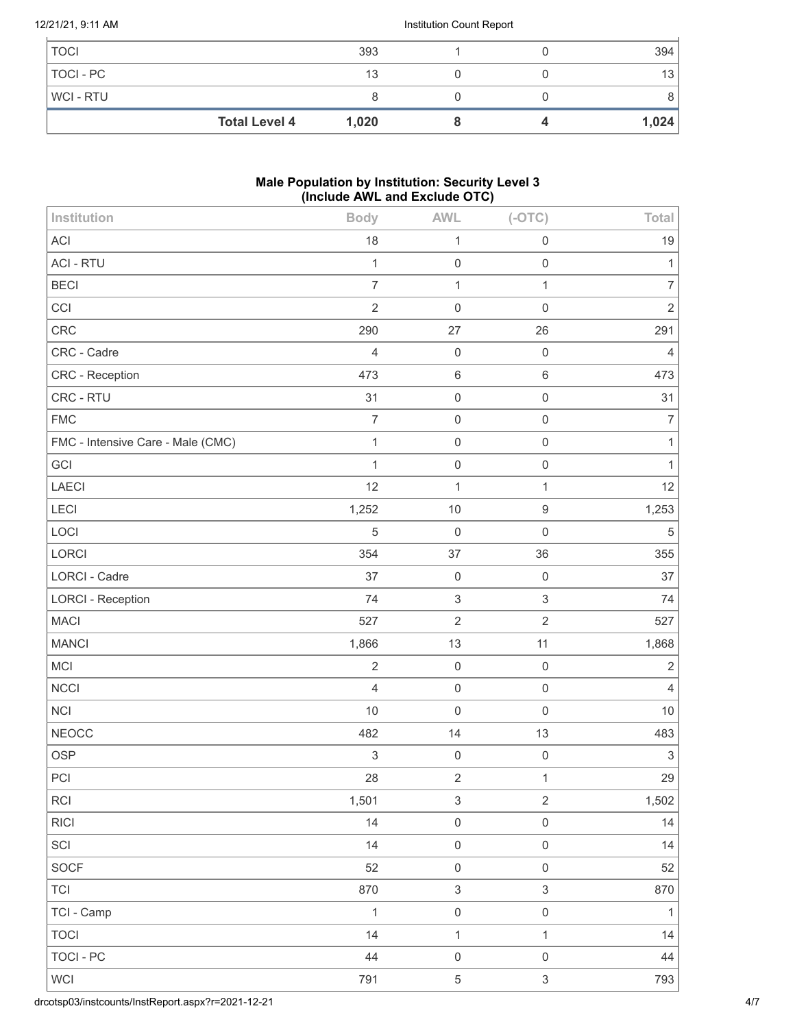| | Body | AWL | (-OTC) | Total |
|---|---|---|---|---|
| TOCI | 393 | 1 | 0 | 394 |
| TOCI - PC | 13 | 0 | 0 | 13 |
| WCI - RTU | 8 | 0 | 0 | 8 |
| **Total Level 4** | **1,020** | **8** | **4** | **1,024** |

### Male Population by Institution: Security Level 3 (Include AWL and Exclude OTC)

| Institution | Body | AWL | (-OTC) | Total |
|---|---|---|---|---|
| ACI | 18 | 1 | 0 | 19 |
| ACI - RTU | 1 | 0 | 0 | 1 |
| BECI | 7 | 1 | 1 | 7 |
| CCI | 2 | 0 | 0 | 2 |
| CRC | 290 | 27 | 26 | 291 |
| CRC - Cadre | 4 | 0 | 0 | 4 |
| CRC - Reception | 473 | 6 | 6 | 473 |
| CRC - RTU | 31 | 0 | 0 | 31 |
| FMC | 7 | 0 | 0 | 7 |
| FMC - Intensive Care - Male (CMC) | 1 | 0 | 0 | 1 |
| GCI | 1 | 0 | 0 | 1 |
| LAECI | 12 | 1 | 1 | 12 |
| LECI | 1,252 | 10 | 9 | 1,253 |
| LOCI | 5 | 0 | 0 | 5 |
| LORCI | 354 | 37 | 36 | 355 |
| LORCI - Cadre | 37 | 0 | 0 | 37 |
| LORCI - Reception | 74 | 3 | 3 | 74 |
| MACI | 527 | 2 | 2 | 527 |
| MANCI | 1,866 | 13 | 11 | 1,868 |
| MCI | 2 | 0 | 0 | 2 |
| NCCI | 4 | 0 | 0 | 4 |
| NCI | 10 | 0 | 0 | 10 |
| NEOCC | 482 | 14 | 13 | 483 |
| OSP | 3 | 0 | 0 | 3 |
| PCI | 28 | 2 | 1 | 29 |
| RCI | 1,501 | 3 | 2 | 1,502 |
| RICI | 14 | 0 | 0 | 14 |
| SCI | 14 | 0 | 0 | 14 |
| SOCF | 52 | 0 | 0 | 52 |
| TCI | 870 | 3 | 3 | 870 |
| TCI - Camp | 1 | 0 | 0 | 1 |
| TOCI | 14 | 1 | 1 | 14 |
| TOCI - PC | 44 | 0 | 0 | 44 |
| WCI | 791 | 5 | 3 | 793 |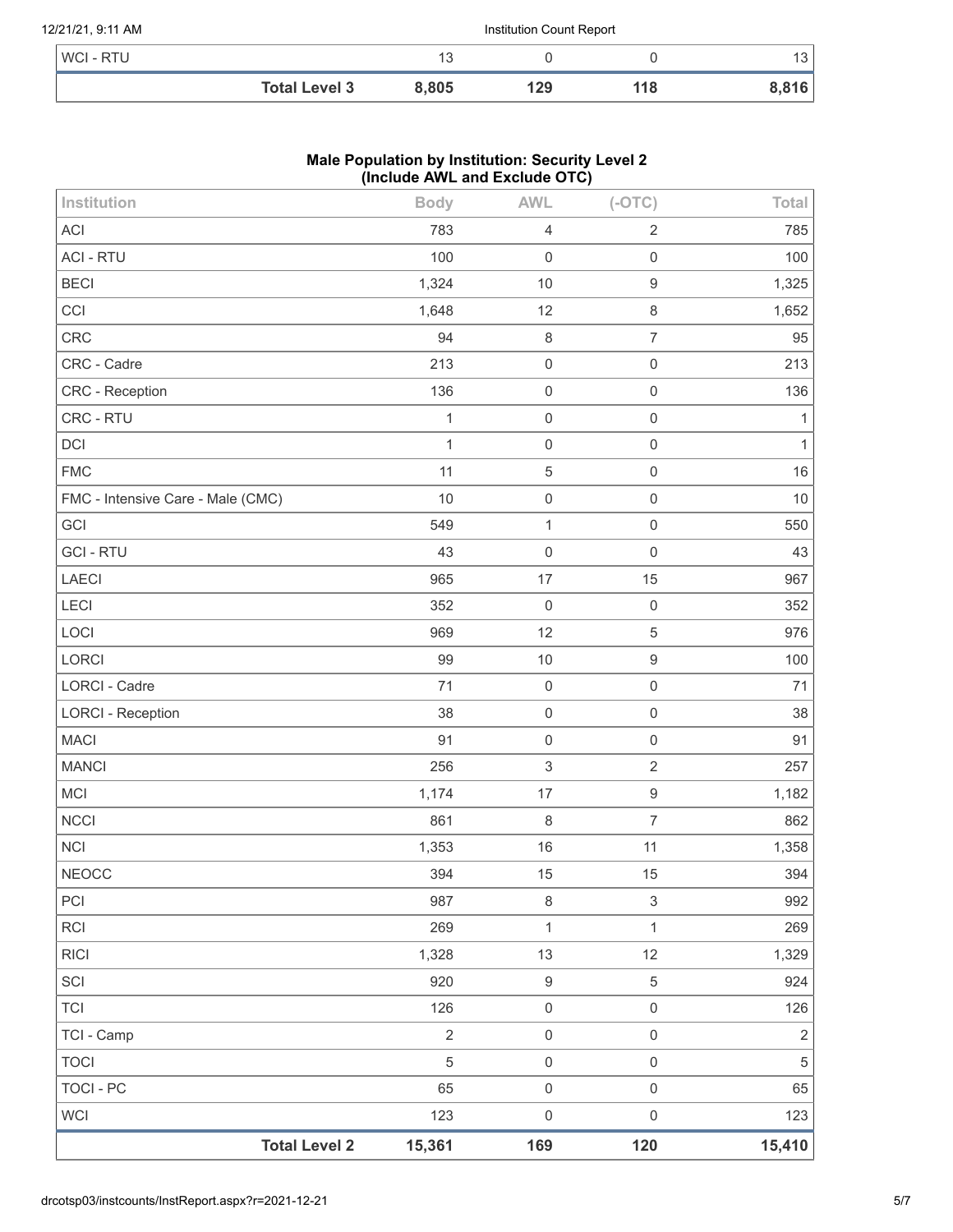| | Body | AWL | (-OTC) | Total |
|---|---|---|---|---|
| WCI - RTU | 13 | 0 | 0 | 13 |
| **Total Level 3** | **8,805** | **129** | **118** | **8,816** |

**Male Population by Institution: Security Level 2 (Include AWL and Exclude OTC)**

| Institution | Body | AWL | (-OTC) | Total |
|---|---|---|---|---|
| ACI | 783 | 4 | 2 | 785 |
| ACI - RTU | 100 | 0 | 0 | 100 |
| BECI | 1,324 | 10 | 9 | 1,325 |
| CCI | 1,648 | 12 | 8 | 1,652 |
| CRC | 94 | 8 | 7 | 95 |
| CRC - Cadre | 213 | 0 | 0 | 213 |
| CRC - Reception | 136 | 0 | 0 | 136 |
| CRC - RTU | 1 | 0 | 0 | 1 |
| DCI | 1 | 0 | 0 | 1 |
| FMC | 11 | 5 | 0 | 16 |
| FMC - Intensive Care - Male (CMC) | 10 | 0 | 0 | 10 |
| GCI | 549 | 1 | 0 | 550 |
| GCI - RTU | 43 | 0 | 0 | 43 |
| LAECI | 965 | 17 | 15 | 967 |
| LECI | 352 | 0 | 0 | 352 |
| LOCI | 969 | 12 | 5 | 976 |
| LORCI | 99 | 10 | 9 | 100 |
| LORCI - Cadre | 71 | 0 | 0 | 71 |
| LORCI - Reception | 38 | 0 | 0 | 38 |
| MACI | 91 | 0 | 0 | 91 |
| MANCI | 256 | 3 | 2 | 257 |
| MCI | 1,174 | 17 | 9 | 1,182 |
| NCCI | 861 | 8 | 7 | 862 |
| NCI | 1,353 | 16 | 11 | 1,358 |
| NEOCC | 394 | 15 | 15 | 394 |
| PCI | 987 | 8 | 3 | 992 |
| RCI | 269 | 1 | 1 | 269 |
| RICI | 1,328 | 13 | 12 | 1,329 |
| SCI | 920 | 9 | 5 | 924 |
| TCI | 126 | 0 | 0 | 126 |
| TCI - Camp | 2 | 0 | 0 | 2 |
| TOCI | 5 | 0 | 0 | 5 |
| TOCI - PC | 65 | 0 | 0 | 65 |
| WCI | 123 | 0 | 0 | 123 |
| **Total Level 2** | **15,361** | **169** | **120** | **15,410** |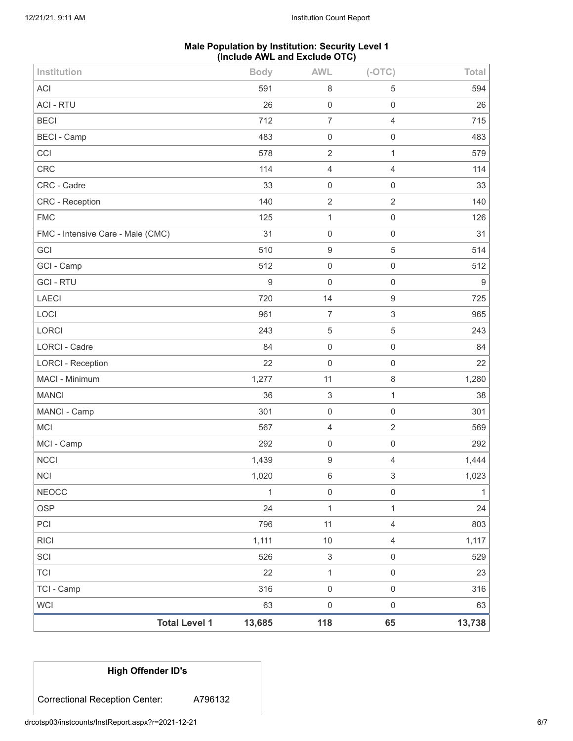## Male Population by Institution: Security Level 1 (Include AWL and Exclude OTC)

| Institution | Body | AWL | (-OTC) | Total |
|---|---|---|---|---|
| ACI | 591 | 8 | 5 | 594 |
| ACI - RTU | 26 | 0 | 0 | 26 |
| BECI | 712 | 7 | 4 | 715 |
| BECI - Camp | 483 | 0 | 0 | 483 |
| CCI | 578 | 2 | 1 | 579 |
| CRC | 114 | 4 | 4 | 114 |
| CRC - Cadre | 33 | 0 | 0 | 33 |
| CRC - Reception | 140 | 2 | 2 | 140 |
| FMC | 125 | 1 | 0 | 126 |
| FMC - Intensive Care - Male (CMC) | 31 | 0 | 0 | 31 |
| GCI | 510 | 9 | 5 | 514 |
| GCI - Camp | 512 | 0 | 0 | 512 |
| GCI - RTU | 9 | 0 | 0 | 9 |
| LAECI | 720 | 14 | 9 | 725 |
| LOCI | 961 | 7 | 3 | 965 |
| LORCI | 243 | 5 | 5 | 243 |
| LORCI - Cadre | 84 | 0 | 0 | 84 |
| LORCI - Reception | 22 | 0 | 0 | 22 |
| MACI - Minimum | 1,277 | 11 | 8 | 1,280 |
| MANCI | 36 | 3 | 1 | 38 |
| MANCI - Camp | 301 | 0 | 0 | 301 |
| MCI | 567 | 4 | 2 | 569 |
| MCI - Camp | 292 | 0 | 0 | 292 |
| NCCI | 1,439 | 9 | 4 | 1,444 |
| NCI | 1,020 | 6 | 3 | 1,023 |
| NEOCC | 1 | 0 | 0 | 1 |
| OSP | 24 | 1 | 1 | 24 |
| PCI | 796 | 11 | 4 | 803 |
| RICI | 1,111 | 10 | 4 | 1,117 |
| SCI | 526 | 3 | 0 | 529 |
| TCI | 22 | 1 | 0 | 23 |
| TCI - Camp | 316 | 0 | 0 | 316 |
| WCI | 63 | 0 | 0 | 63 |
| **Total Level 1** | **13,685** | **118** | **65** | **13,738** |

| High Offender ID's | |
|---|---|
| Correctional Reception Center: | A796132 |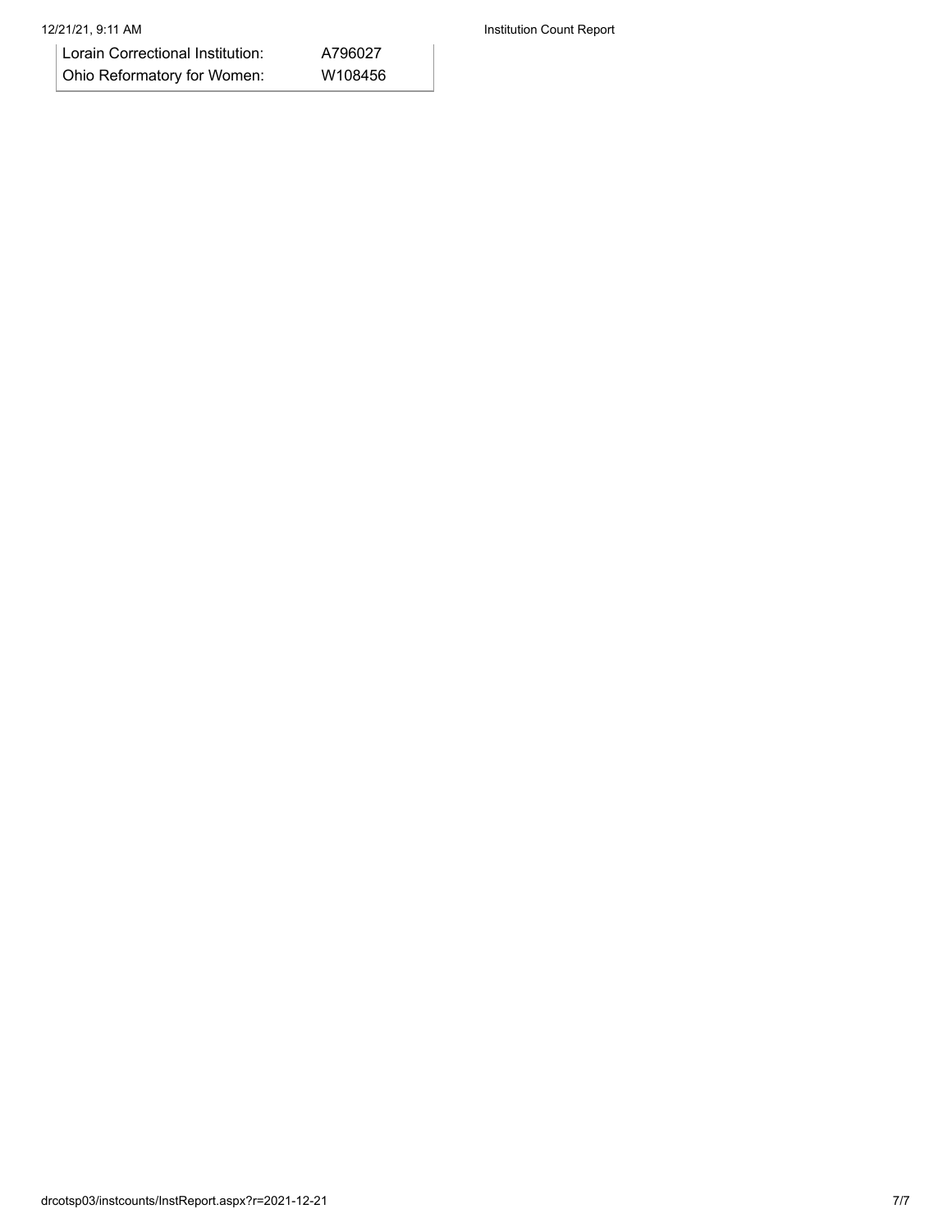| | |
|---|---|
| Lorain Correctional Institution: | A796027 |
| Ohio Reformatory for Women: | W108456 |